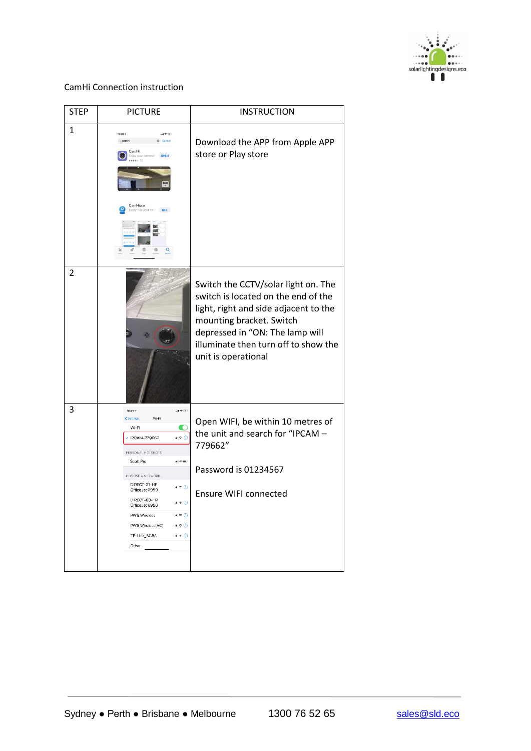CamHi Connection instruction

| STEP | PICTURE | INSTRUCTION |
|---|---|---|
| 1 | | Download the APP from Apple APP store or Play store |
| 2 | | Switch the CCTV/solar light on. The switch is located on the end of the light, right and side adjacent to the mounting bracket. Switch depressed in "ON: The lamp will illuminate then turn off to show the unit is operational |
| 3 | | Open WIFI, be within 10 metres of the unit and search for "IPCAM – 779662"<br><br>Password is 01234567<br><br>Ensure WIFI connected |

Sydney ● Perth ● Brisbane ● Melbourne 1300 76 52 65 sales@sld.eco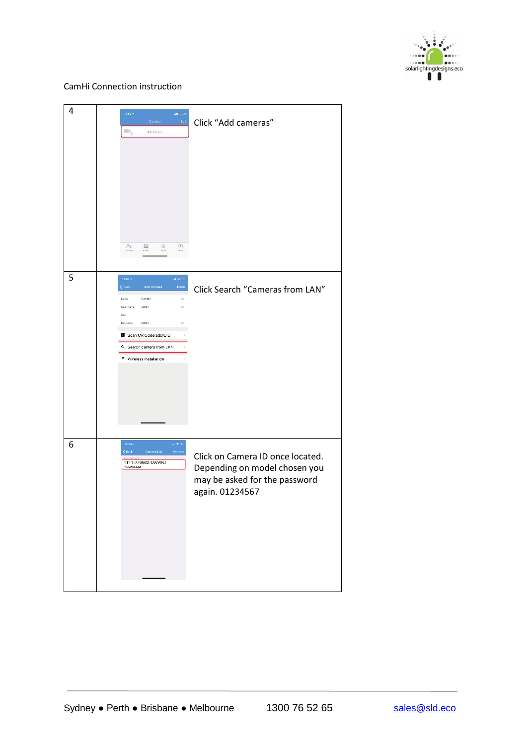CamHi Connection instruction

| | | |
|---|---|---|
| 4 | | Click "Add cameras" |
| 5 | | Click Search "Cameras from LAN" |
| 6 | | Click on Camera ID once located. Depending on model chosen you may be asked for the password again. 01234567 |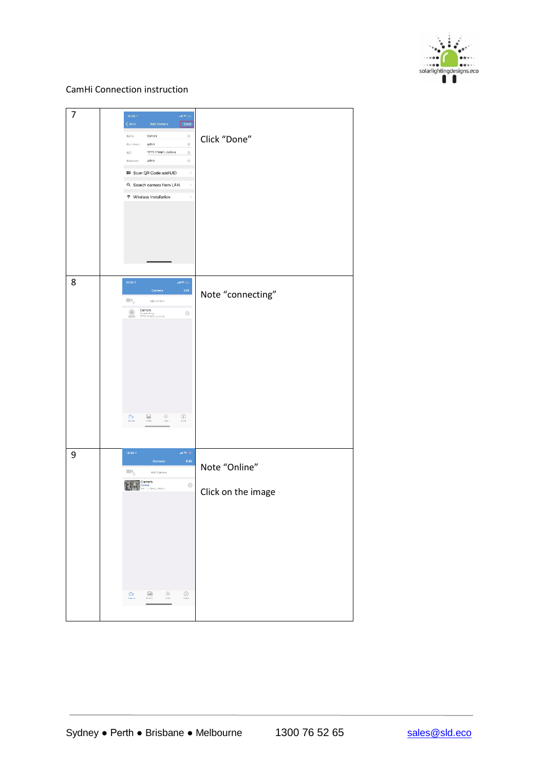CamHi Connection instruction

| | | |
|---|---|---|
| 7 | | Click “Done” |
| 8 | | Note “connecting” |
| 9 | | Note “Online”<br><br>Click on the image |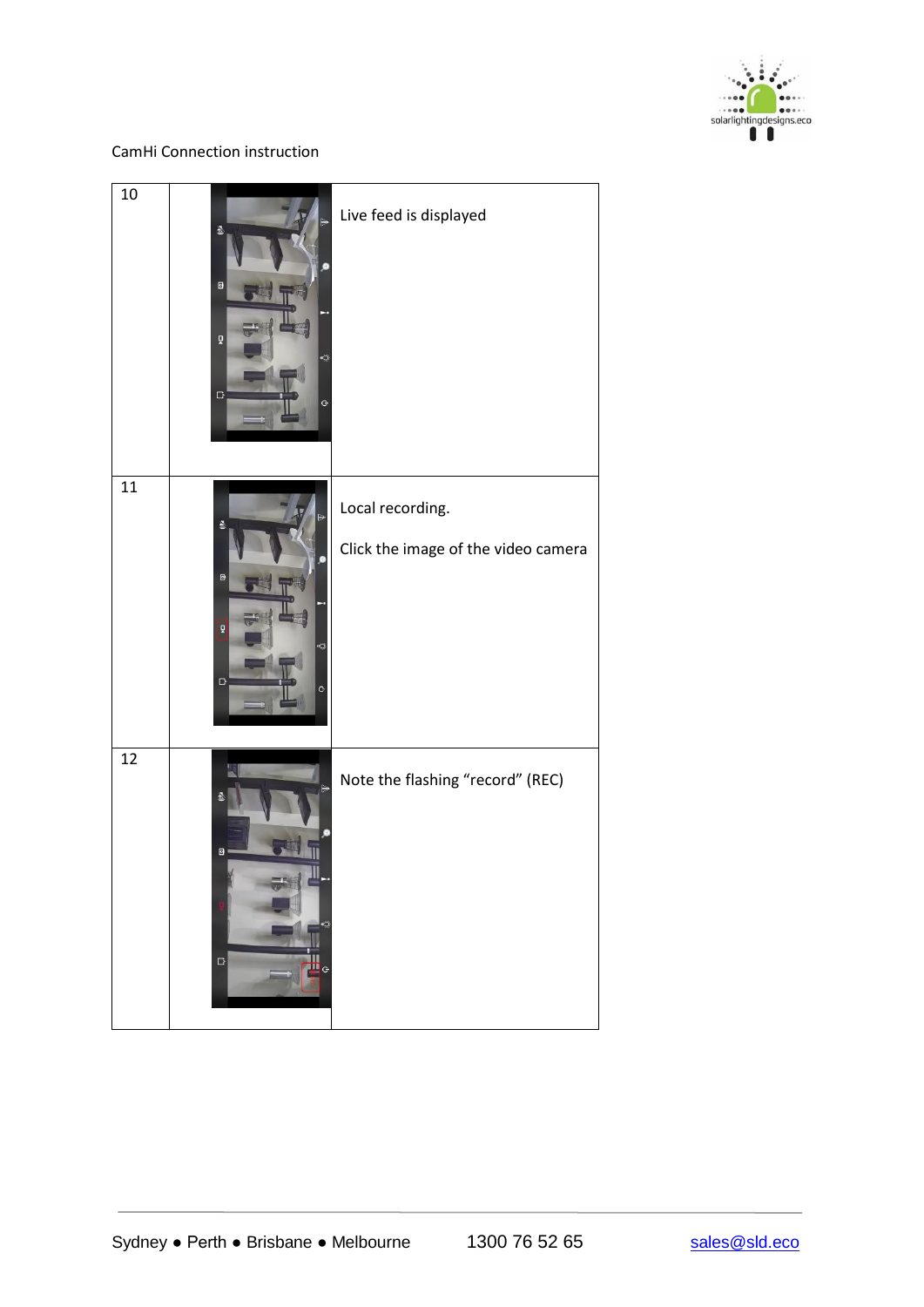CamHi Connection instruction

| | | |
|---|---|---|
| 10 | | Live feed is displayed |
| 11 | | Local recording.<br><br>Click the image of the video camera |
| 12 | | Note the flashing "record" (REC) |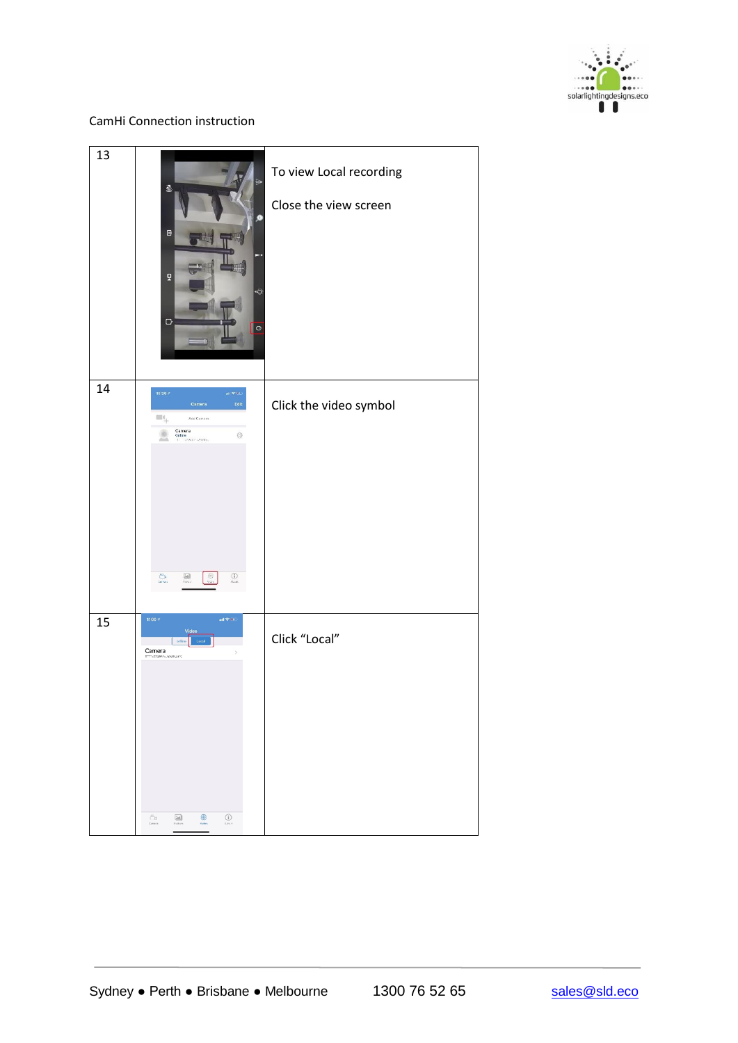CamHi Connection instruction

| | | |
|---|---|---|
| 13 | | To view Local recording<br><br>Close the view screen |
| 14 | | Click the video symbol |
| 15 | | Click “Local” |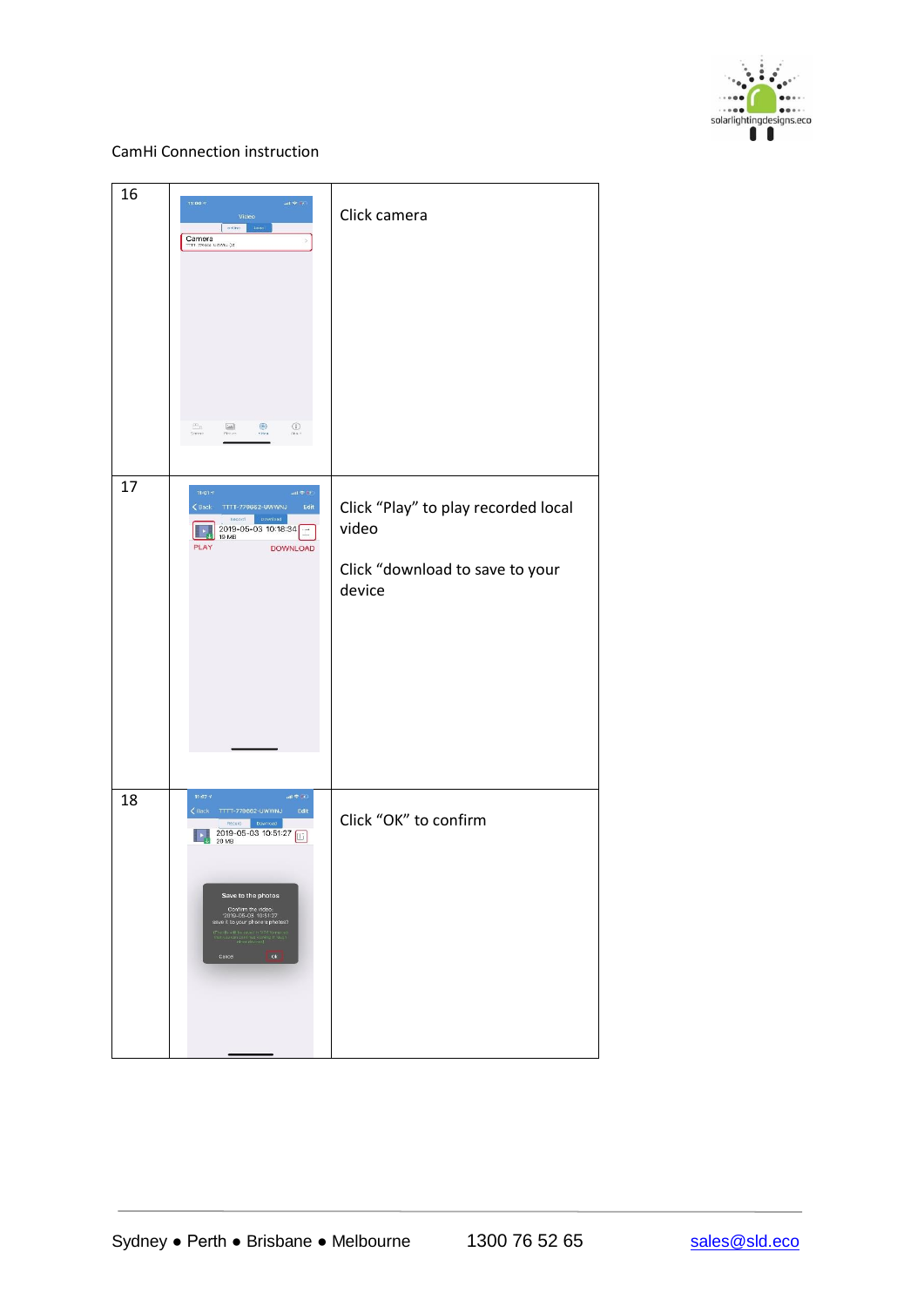CamHi Connection instruction

| | | |
|---|---|---|
| 16 | | Click camera |
| 17 | | Click “Play” to play recorded local video<br><br>Click “download to save to your device |
| 18 | | Click “OK” to confirm |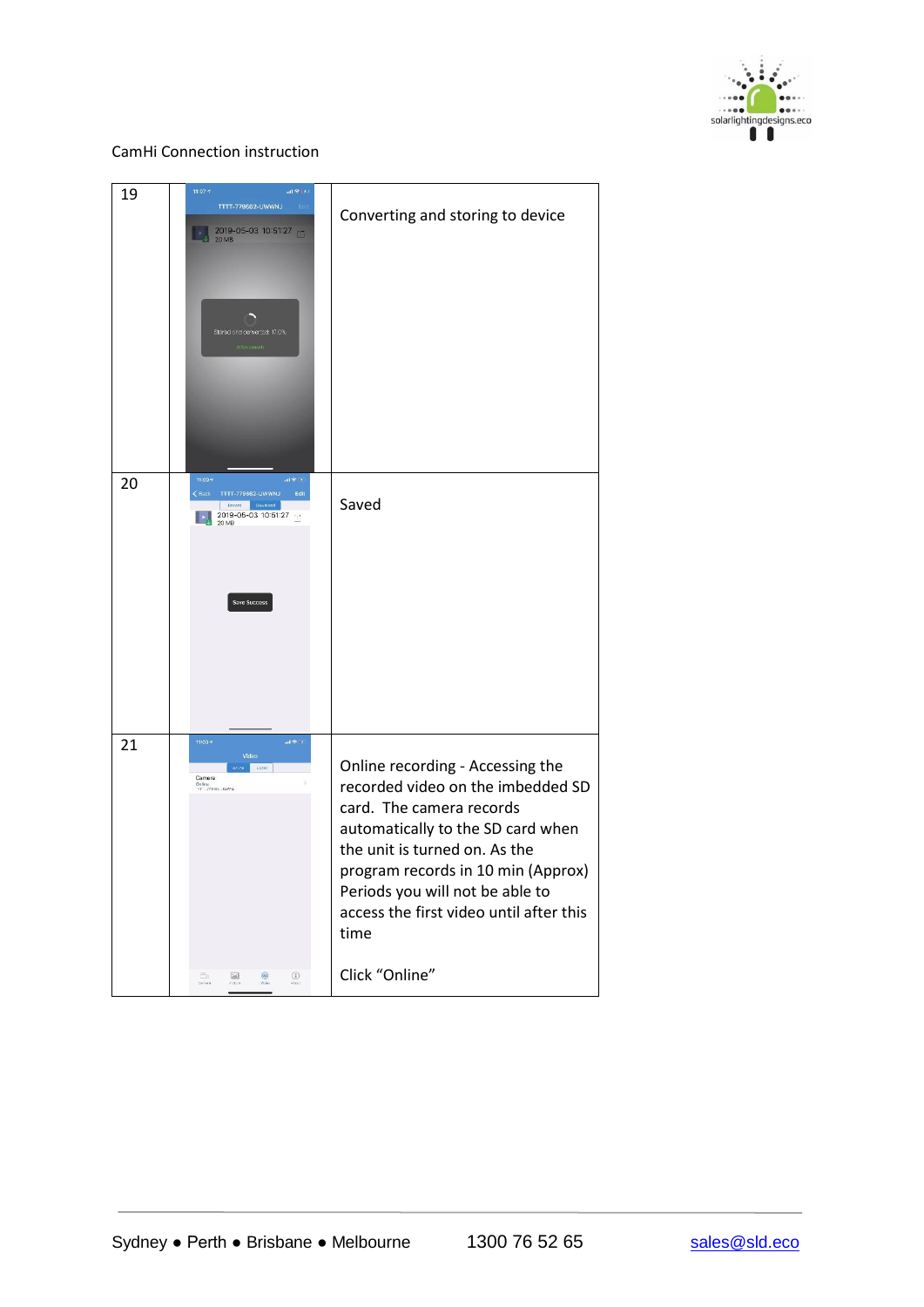CamHi Connection instruction

| | | |
|---|---|---|
| 19 | | Converting and storing to device |
| 20 | | Saved |
| 21 | | Online recording - Accessing the recorded video on the imbedded SD card. The camera records automatically to the SD card when the unit is turned on. As the program records in 10 min (Approx) Periods you will not be able to access the first video until after this time<br><br>Click "Online" |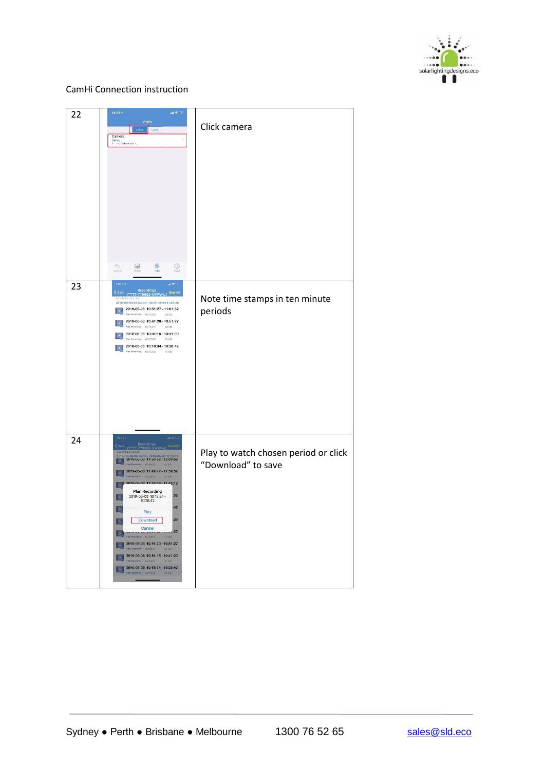CamHi Connection instruction

| | | |
|---|---|---|
| 22 | | Click camera |
| 23 | | Note time stamps in ten minute periods |
| 24 | | Play to watch chosen period or click "Download" to save |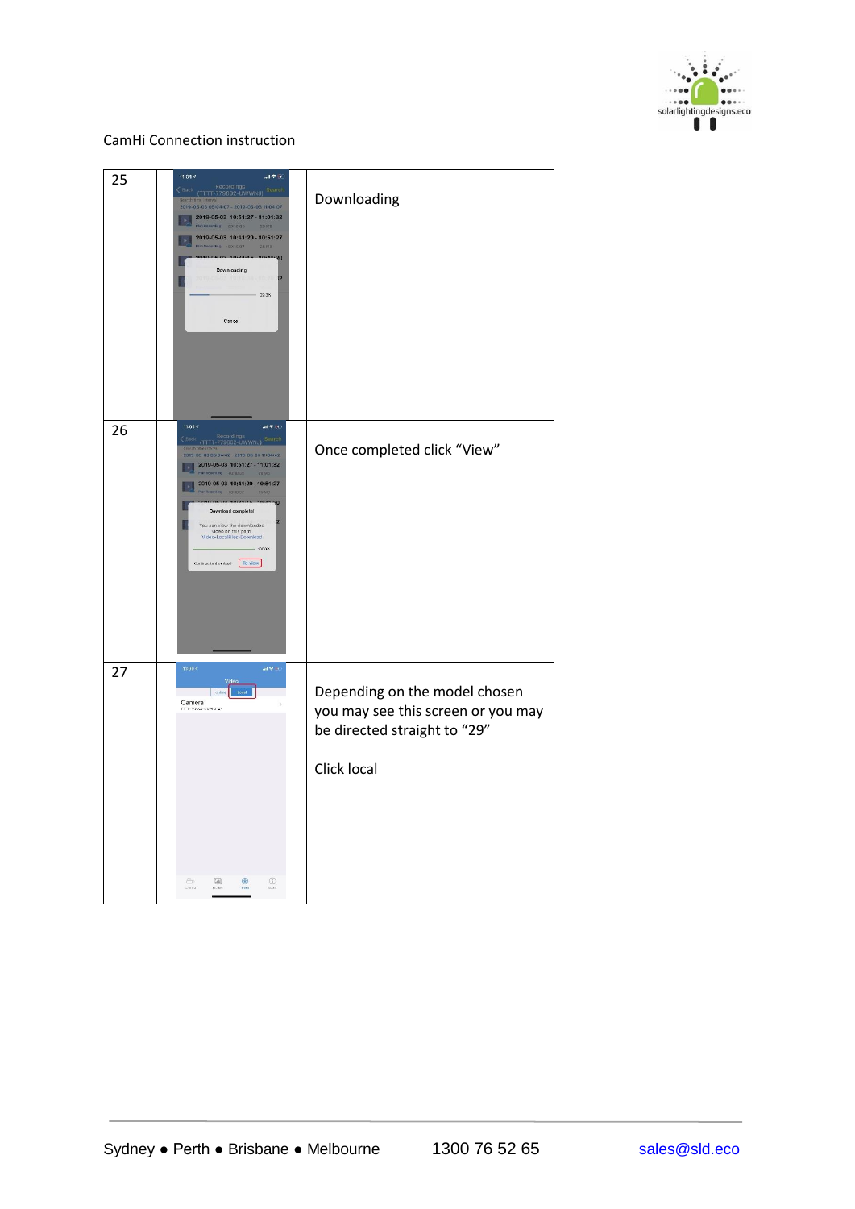CamHi Connection instruction

| | | |
|---|---|---|
| 25 | | Downloading |
| 26 | | Once completed click "View" |
| 27 | | Depending on the model chosen you may see this screen or you may be directed straight to "29"<br><br>Click local |

Sydney ● Perth ● Brisbane ● Melbourne 1300 76 52 65 sales@sld.eco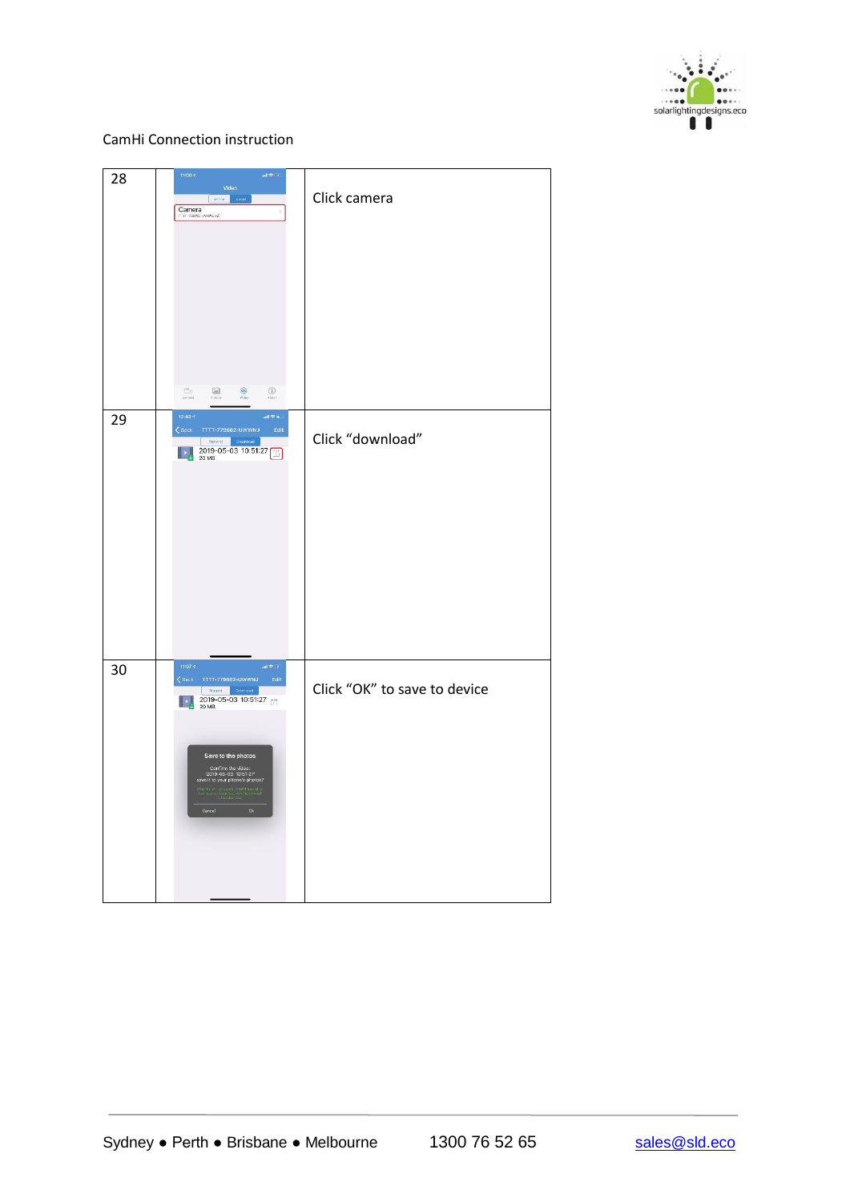CamHi Connection instruction

| | | |
|---|---|---|
| 28 | | Click camera |
| 29 | | Click "download" |
| 30 | | Click "OK" to save to device |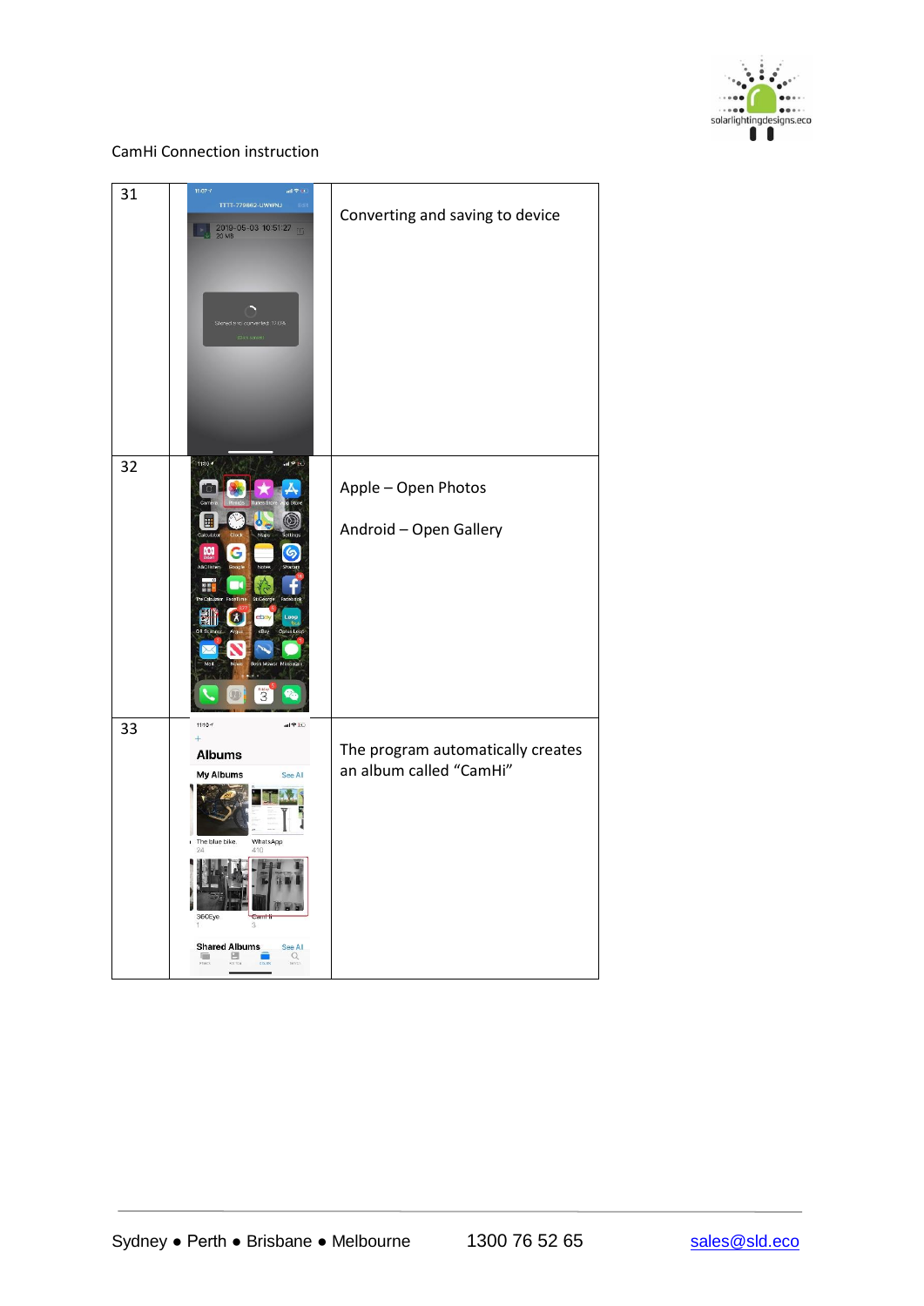CamHi Connection instruction

| | | |
|---|---|---|
| 31 | | Converting and saving to device |
| 32 | | Apple – Open Photos<br><br>Android – Open Gallery |
| 33 | | The program automatically creates an album called "CamHi" |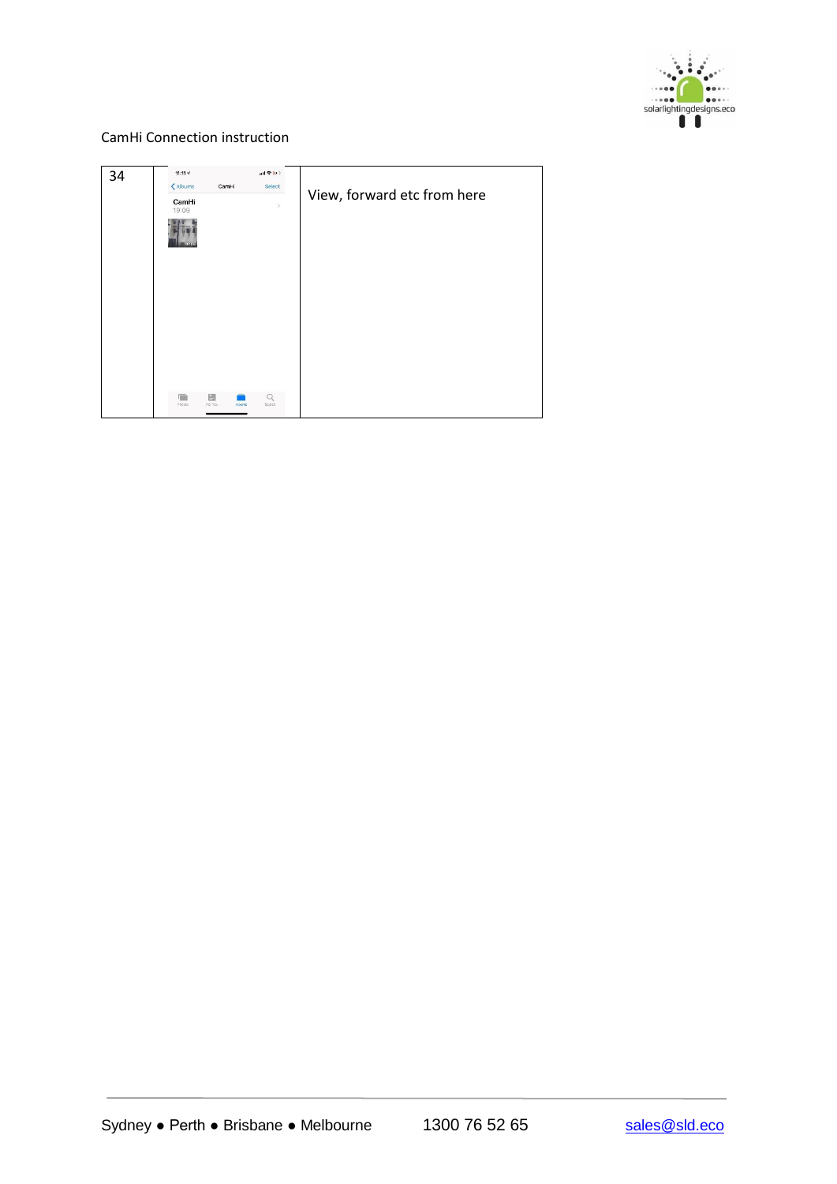CamHi Connection instruction

| | | |
|---|---|---|
| 34 | | View, forward etc from here |